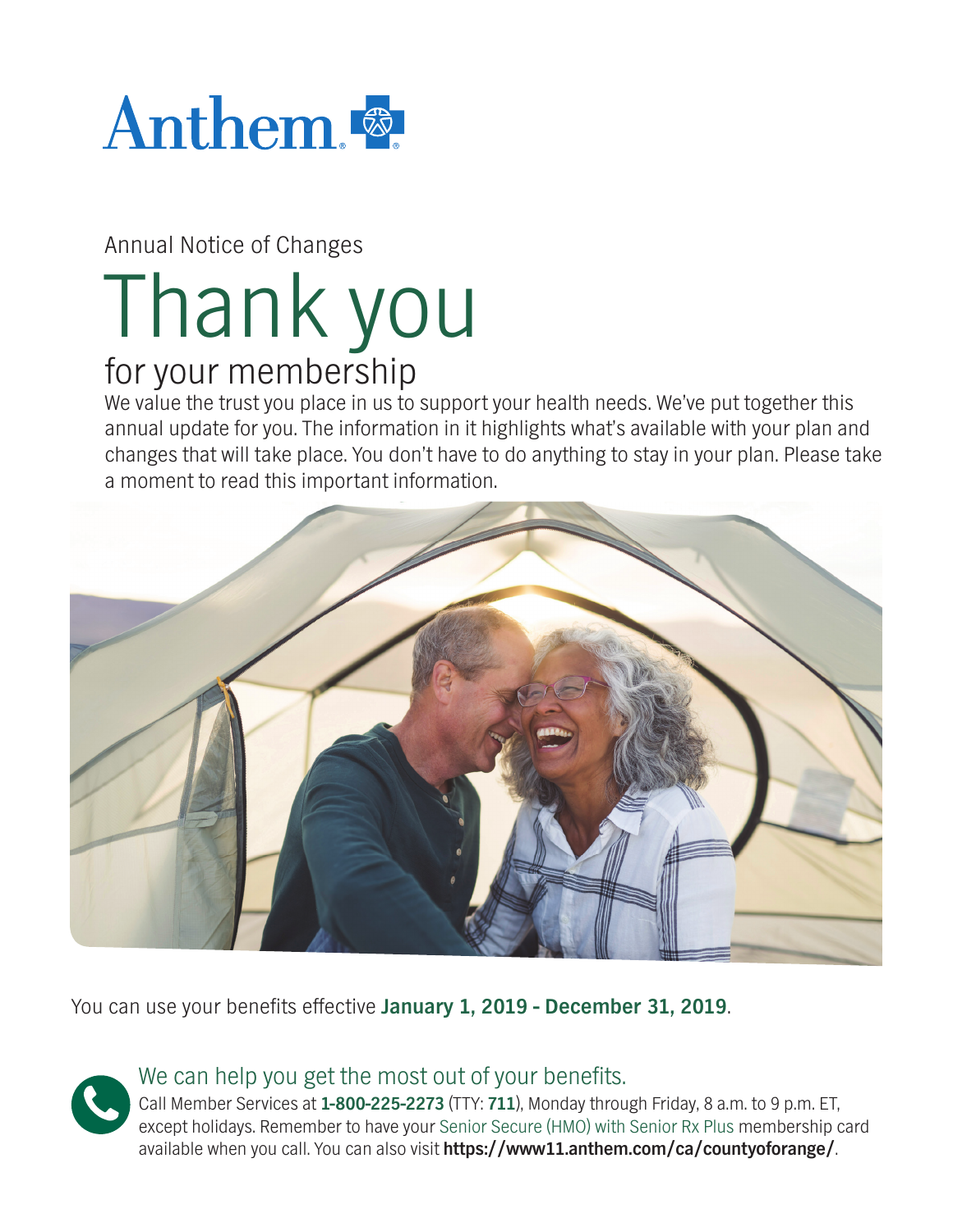Anthem

Annual Notice of Changes

# Thank you

## for your membership

We value the trust you place in us to support your health needs. We've put together this annual update for you. The information in it highlights what's available with your plan and changes that will take place. You don't have to do anything to stay in your plan. Please take a moment to read this important information.

You can use your benefits effective **January 1, 2019 - December 31, 2019**.

### We can help you get the most out of your benefits.

Call Member Services at **1-800-225-2273** (TTY: **711**), Monday through Friday, 8 a.m. to 9 p.m. ET, except holidays. Remember to have your Senior Secure (HMO) with Senior Rx Plus membership card available when you call. You can also visit **https://www11.anthem.com/ca/countyoforange/**.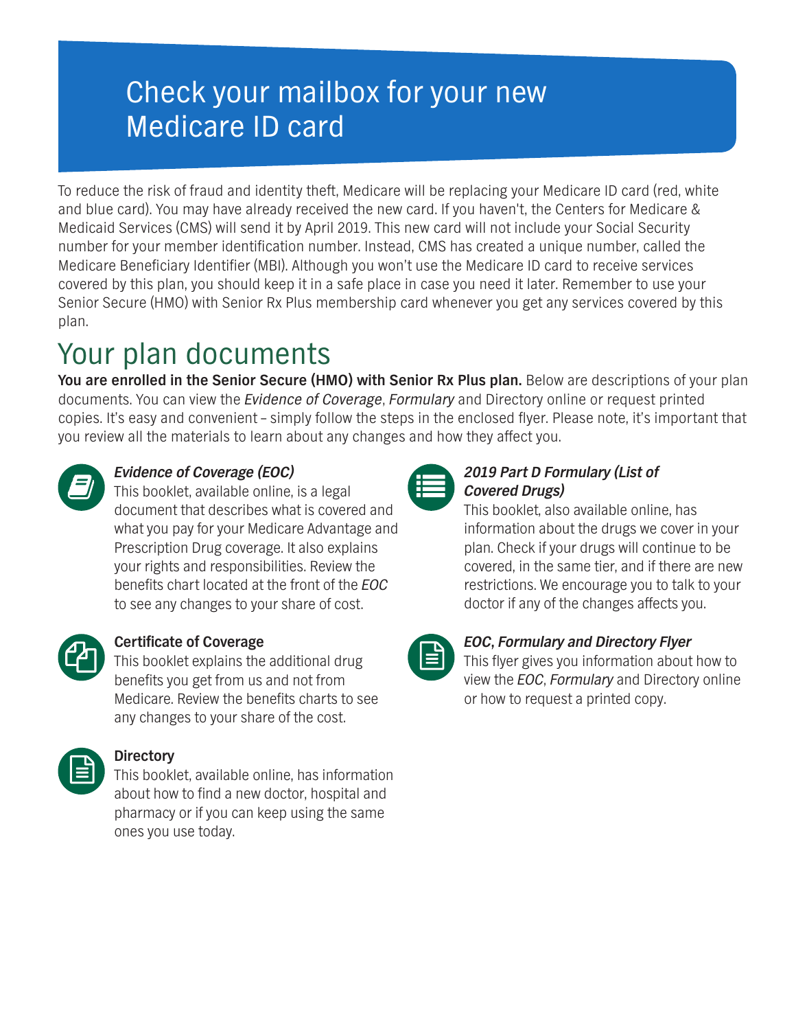# Check your mailbox for your new Medicare ID card

To reduce the risk of fraud and identity theft, Medicare will be replacing your Medicare ID card (red, white and blue card). You may have already received the new card. If you haven't, the Centers for Medicare & Medicaid Services (CMS) will send it by April 2019. This new card will not include your Social Security number for your member identification number. Instead, CMS has created a unique number, called the Medicare Beneficiary Identifier (MBI). Although you won't use the Medicare ID card to receive services covered by this plan, you should keep it in a safe place in case you need it later. Remember to use your Senior Secure (HMO) with Senior Rx Plus membership card whenever you get any services covered by this plan.

# Your plan documents

**You are enrolled in the Senior Secure (HMO) with Senior Rx Plus plan.** Below are descriptions of your plan documents. You can view the *Evidence of Coverage*, *Formulary* and Directory online or request printed copies. It's easy and convenient – simply follow the steps in the enclosed flyer. Please note, it's important that you review all the materials to learn about any changes and how they affect you.

### *Evidence of Coverage (EOC)*

This booklet, available online, is a legal document that describes what is covered and what you pay for your Medicare Advantage and Prescription Drug coverage. It also explains your rights and responsibilities. Review the benefits chart located at the front of the *EOC* to see any changes to your share of cost.

### Certificate of Coverage

This booklet explains the additional drug benefits you get from us and not from Medicare. Review the benefits charts to see any changes to your share of the cost.

### Directory

This booklet, available online, has information about how to find a new doctor, hospital and pharmacy or if you can keep using the same ones you use today.

### *2019 Part D Formulary (List of Covered Drugs)*

This booklet, also available online, has information about the drugs we cover in your plan. Check if your drugs will continue to be covered, in the same tier, and if there are new restrictions. We encourage you to talk to your doctor if any of the changes affects you.

### *EOC, Formulary and Directory Flyer*

This flyer gives you information about how to view the *EOC*, *Formulary* and Directory online or how to request a printed copy.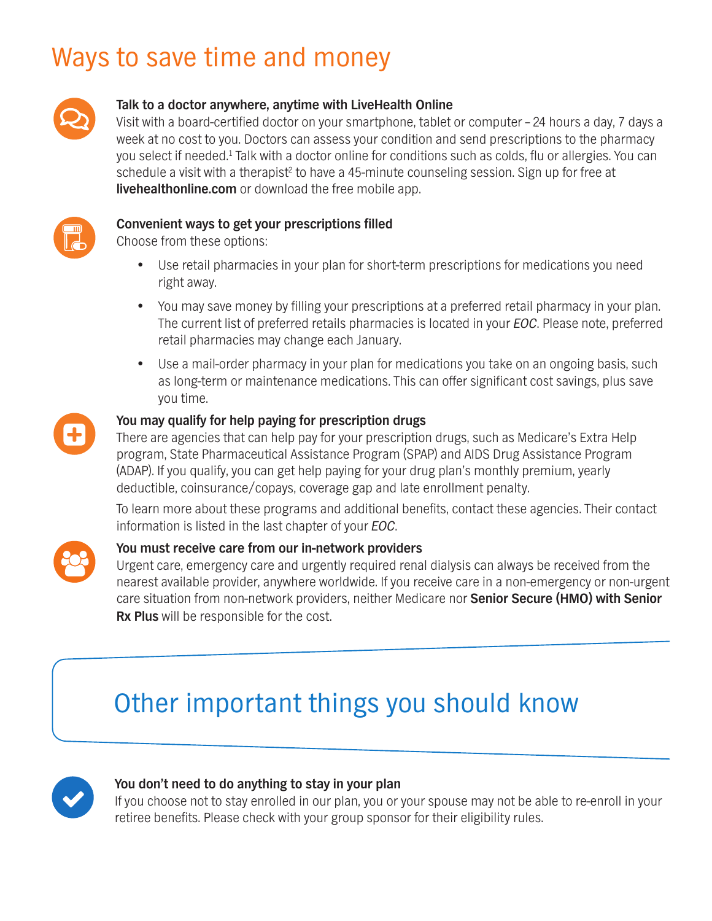# Ways to save time and money

**Talk to a doctor anywhere, anytime with LiveHealth Online**
Visit with a board-certified doctor on your smartphone, tablet or computer – 24 hours a day, 7 days a week at no cost to you. Doctors can assess your condition and send prescriptions to the pharmacy you select if needed.[1] Talk with a doctor online for conditions such as colds, flu or allergies. You can schedule a visit with a therapist[2] to have a 45-minute counseling session. Sign up for free at **livehealthonline.com** or download the free mobile app.

**Convenient ways to get your prescriptions filled**
Choose from these options:

- Use retail pharmacies in your plan for short-term prescriptions for medications you need right away.
- You may save money by filling your prescriptions at a preferred retail pharmacy in your plan. The current list of preferred retails pharmacies is located in your *EOC*. Please note, preferred retail pharmacies may change each January.
- Use a mail-order pharmacy in your plan for medications you take on an ongoing basis, such as long-term or maintenance medications. This can offer significant cost savings, plus save you time.

**You may qualify for help paying for prescription drugs**
There are agencies that can help pay for your prescription drugs, such as Medicare's Extra Help program, State Pharmaceutical Assistance Program (SPAP) and AIDS Drug Assistance Program (ADAP). If you qualify, you can get help paying for your drug plan's monthly premium, yearly deductible, coinsurance/copays, coverage gap and late enrollment penalty.

To learn more about these programs and additional benefits, contact these agencies. Their contact information is listed in the last chapter of your *EOC*.

**You must receive care from our in-network providers**
Urgent care, emergency care and urgently required renal dialysis can always be received from the nearest available provider, anywhere worldwide. If you receive care in a non-emergency or non-urgent care situation from non-network providers, neither Medicare nor **Senior Secure (HMO) with Senior Rx Plus** will be responsible for the cost.

# Other important things you should know

**You don't need to do anything to stay in your plan**
If you choose not to stay enrolled in our plan, you or your spouse may not be able to re-enroll in your retiree benefits. Please check with your group sponsor for their eligibility rules.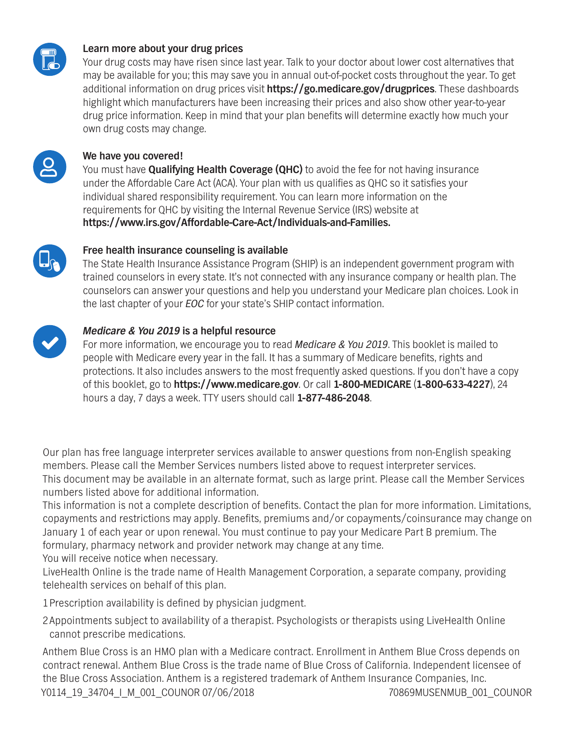### Learn more about your drug prices

Your drug costs may have risen since last year. Talk to your doctor about lower cost alternatives that may be available for you; this may save you in annual out-of-pocket costs throughout the year. To get additional information on drug prices visit **https://go.medicare.gov/drugprices**. These dashboards highlight which manufacturers have been increasing their prices and also show other year-to-year drug price information. Keep in mind that your plan benefits will determine exactly how much your own drug costs may change.

### We have you covered!

You must have **Qualifying Health Coverage (QHC)** to avoid the fee for not having insurance under the Affordable Care Act (ACA). Your plan with us qualifies as QHC so it satisfies your individual shared responsibility requirement. You can learn more information on the requirements for QHC by visiting the Internal Revenue Service (IRS) website at **https://www.irs.gov/Affordable-Care-Act/Individuals-and-Families.**

### Free health insurance counseling is available

The State Health Insurance Assistance Program (SHIP) is an independent government program with trained counselors in every state. It's not connected with any insurance company or health plan. The counselors can answer your questions and help you understand your Medicare plan choices. Look in the last chapter of your *EOC* for your state's SHIP contact information.

### *Medicare & You 2019* is a helpful resource

For more information, we encourage you to read *Medicare & You 2019*. This booklet is mailed to people with Medicare every year in the fall. It has a summary of Medicare benefits, rights and protections. It also includes answers to the most frequently asked questions. If you don't have a copy of this booklet, go to **https://www.medicare.gov**. Or call **1-800-MEDICARE** (**1-800-633-4227**), 24 hours a day, 7 days a week. TTY users should call **1-877-486-2048**.

Our plan has free language interpreter services available to answer questions from non-English speaking members. Please call the Member Services numbers listed above to request interpreter services.
This document may be available in an alternate format, such as large print. Please call the Member Services numbers listed above for additional information.
This information is not a complete description of benefits. Contact the plan for more information. Limitations, copayments and restrictions may apply. Benefits, premiums and/or copayments/coinsurance may change on January 1 of each year or upon renewal. You must continue to pay your Medicare Part B premium. The formulary, pharmacy network and provider network may change at any time.
You will receive notice when necessary.
LiveHealth Online is the trade name of Health Management Corporation, a separate company, providing telehealth services on behalf of this plan.

1 Prescription availability is defined by physician judgment.

2 Appointments subject to availability of a therapist. Psychologists or therapists using LiveHealth Online cannot prescribe medications.

Anthem Blue Cross is an HMO plan with a Medicare contract. Enrollment in Anthem Blue Cross depends on contract renewal. Anthem Blue Cross is the trade name of Blue Cross of California. Independent licensee of the Blue Cross Association. Anthem is a registered trademark of Anthem Insurance Companies, Inc.

Y0114_19_34704_I_M_001_COUNOR 07/06/2018 70869MUSENMUB_001_COUNOR